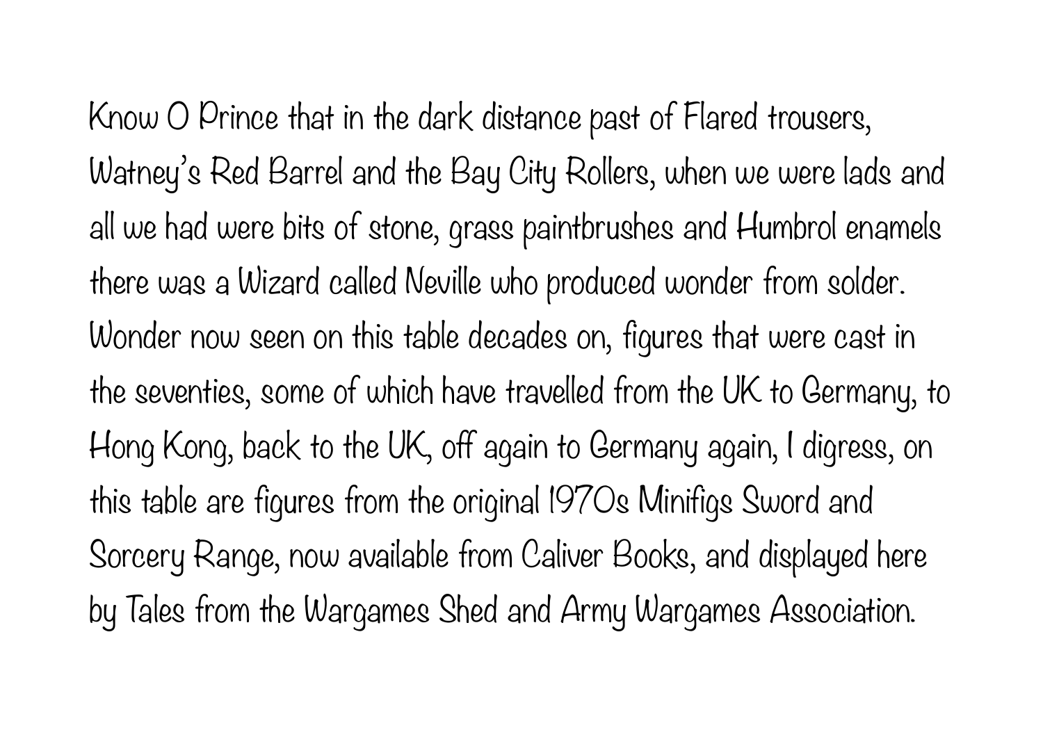Know O Prince that in the dark distance past of Flared trousers, Watney's Red Barrel and the Bay City Rollers, when we were lads and all we had were bits of stone, grass paintbrushes and Humbrol enamels there was a Wizard called Neville who produced wonder from solder. Wonder now seen on this table decades on, figures that were cast in the seventies, some of which have travelled from the UK to Germany, to Hong Kong, back to the UK, off again to Germany again, I digress, on this table are figures from the original 1970s Minifigs Sword and Sorcery Range, now available from Caliver Books, and displayed here by Tales from the Wargames Shed and Army Wargames Association.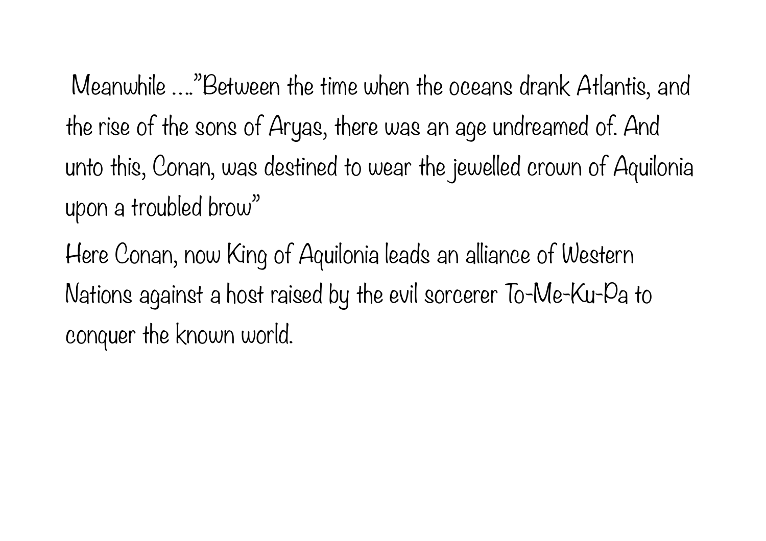Meanwhile ...."Between the time when the oceans drank Atlantis, and the rise of the sons of Aryas, there was an age undreamed of. And unto this, Conan, was destined to wear the jewelled crown of Aquilonia upon a troubled brow"

Here Conan, now King of Aquilonia leads an alliance of Western Nations against a host raised by the evil sorcerer To-Me-Ku-Pa to conquer the known world.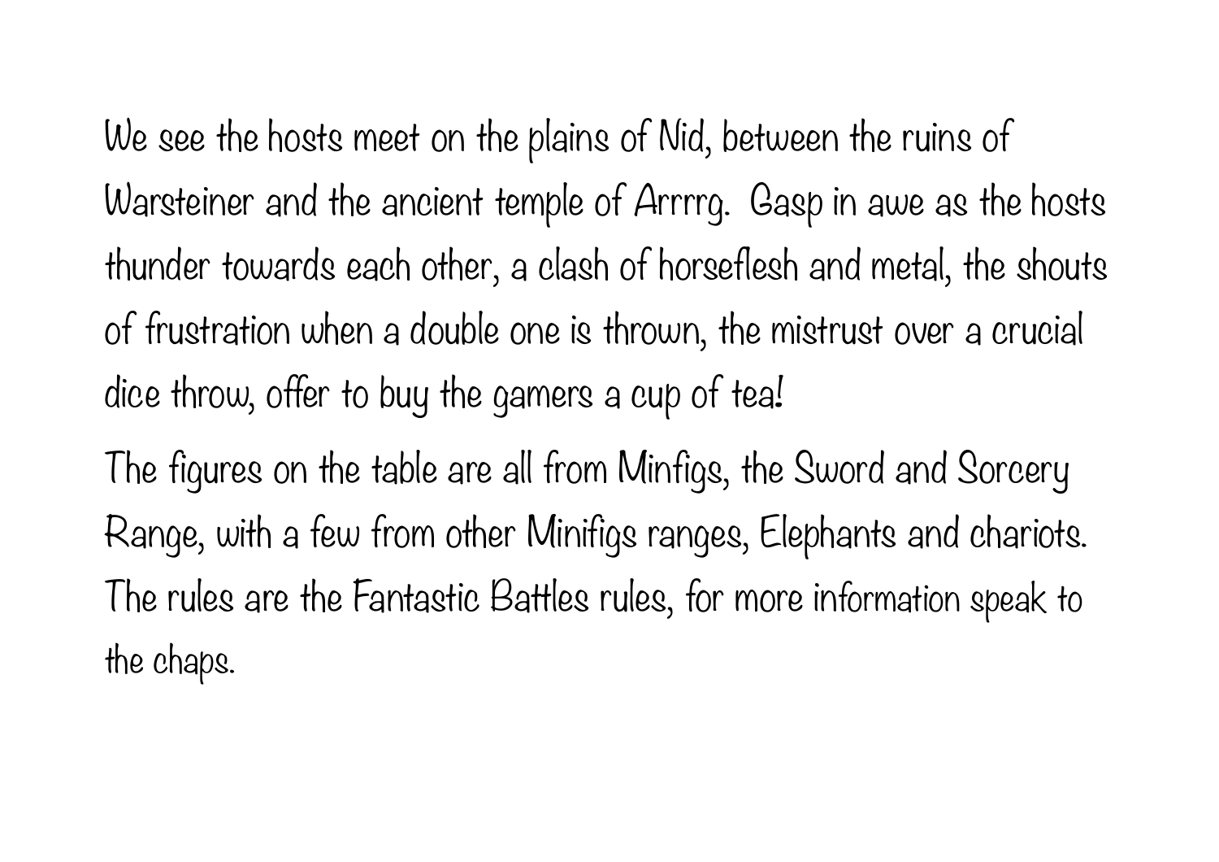We see the hosts meet on the plains of Nid, between the ruins of Warsteiner and the ancient temple of Arrrrg.  Gasp in awe as the hosts thunder towards each other, a clash of horseflesh and metal, the shouts of frustration when a double one is thrown, the mistrust over a crucial dice throw, offer to buy the gamers a cup of tea!

The figures on the table are all from Minfigs, the Sword and Sorcery Range, with a few from other Minifigs ranges, Elephants and chariots. The rules are the Fantastic Battles rules, for more information speak to the chaps.